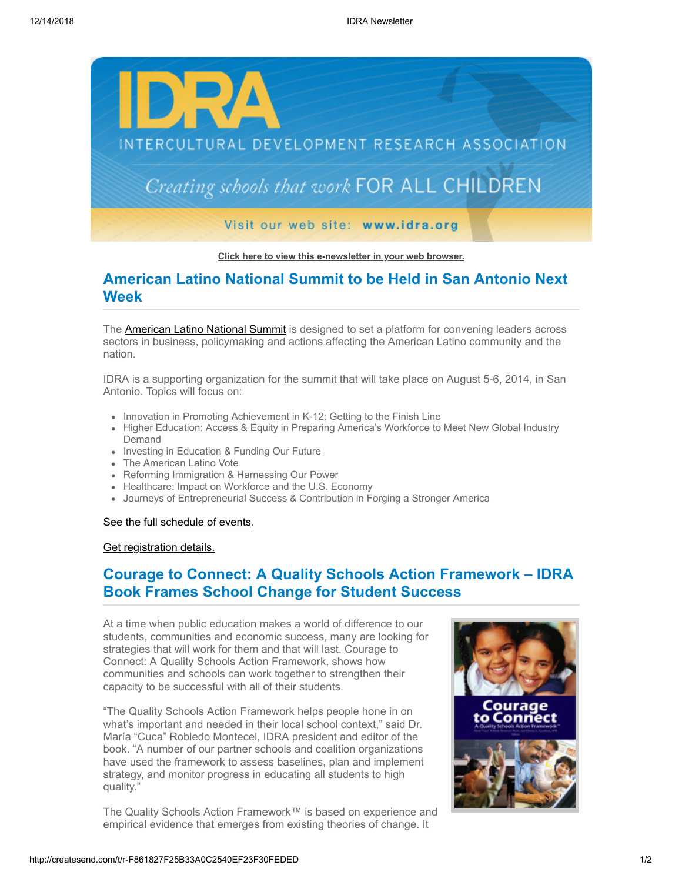Click here to view this e-newsletter in your web browser.

## American Latino National Summit to be Held in San Antonio Next Week

The American Latino National Summit is designed to set a platform for convening leaders across sectors in business, policymaking and actions affecting the American Latino community and the nation.

IDRA is a supporting organization for the summit that will take place on August 5-6, 2014, in San Antonio. Topics will focus on:

- Innovation in Promoting Achievement in K-12: Getting to the Finish Line
- Higher Education: Access & Equity in Preparing America's Workforce to Meet New Global Industry Demand
- Investing in Education & Funding Our Future
- The American Latino Vote
- Reforming Immigration & Harnessing Our Power
- Healthcare: Impact on Workforce and the U.S. Economy
- Journeys of Entrepreneurial Success & Contribution in Forging a Stronger America

See the full schedule of events.

Get registration details.

## Courage to Connect: A Quality Schools Action Framework – IDRA Book Frames School Change for Student Success

At a time when public education makes a world of difference to our students, communities and economic success, many are looking for strategies that will work for them and that will last. Courage to Connect: A Quality Schools Action Framework, shows how communities and schools can work together to strengthen their capacity to be successful with all of their students.

"The Quality Schools Action Framework helps people hone in on what's important and needed in their local school context," said Dr. María "Cuca" Robledo Montecel, IDRA president and editor of the book. "A number of our partner schools and coalition organizations have used the framework to assess baselines, plan and implement strategy, and monitor progress in educating all students to high quality."

The Quality Schools Action Framework™ is based on experience and empirical evidence that emerges from existing theories of change. It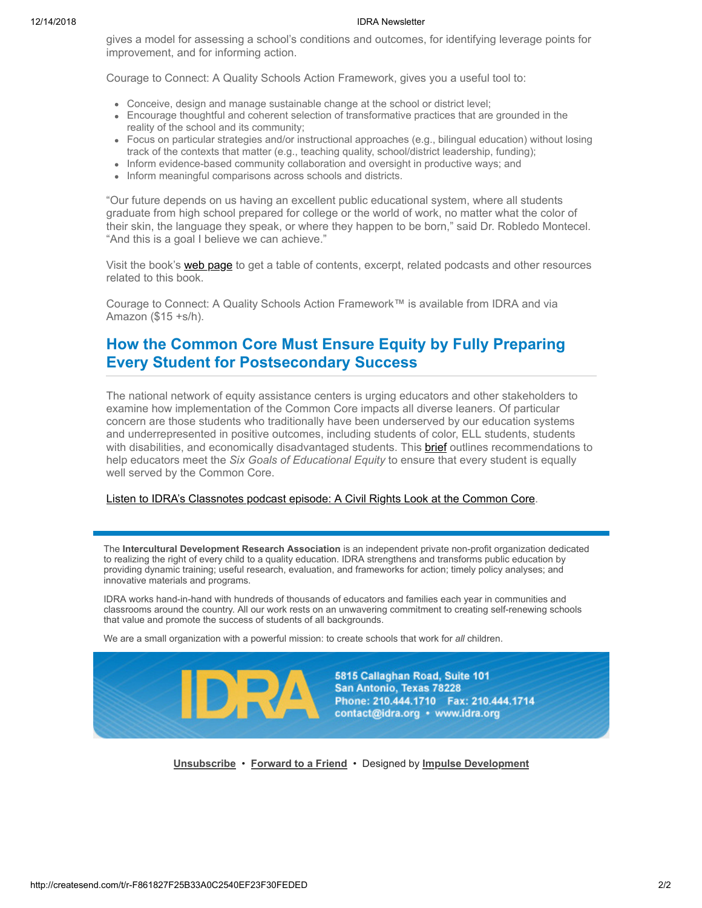gives a model for assessing a school's conditions and outcomes, for identifying leverage points for improvement, and for informing action.

Courage to Connect: A Quality Schools Action Framework, gives you a useful tool to:

- Conceive, design and manage sustainable change at the school or district level;
- Encourage thoughtful and coherent selection of transformative practices that are grounded in the reality of the school and its community;
- Focus on particular strategies and/or instructional approaches (e.g., bilingual education) without losing track of the contexts that matter (e.g., teaching quality, school/district leadership, funding);
- Inform evidence-based community collaboration and oversight in productive ways; and
- Inform meaningful comparisons across schools and districts.

"Our future depends on us having an excellent public educational system, where all students graduate from high school prepared for college or the world of work, no matter what the color of their skin, the language they speak, or where they happen to be born," said Dr. Robledo Montecel. "And this is a goal I believe we can achieve."

Visit the book's web page to get a table of contents, excerpt, related podcasts and other resources related to this book.

Courage to Connect: A Quality Schools Action Framework™ is available from IDRA and via Amazon ($15 +s/h).

## How the Common Core Must Ensure Equity by Fully Preparing Every Student for Postsecondary Success

The national network of equity assistance centers is urging educators and other stakeholders to examine how implementation of the Common Core impacts all diverse leaners. Of particular concern are those students who traditionally have been underserved by our education systems and underrepresented in positive outcomes, including students of color, ELL students, students with disabilities, and economically disadvantaged students. This brief outlines recommendations to help educators meet the *Six Goals of Educational Equity* to ensure that every student is equally well served by the Common Core.

Listen to IDRA's Classnotes podcast episode: A Civil Rights Look at the Common Core.

---

The **Intercultural Development Research Association** is an independent private non-profit organization dedicated to realizing the right of every child to a quality education. IDRA strengthens and transforms public education by providing dynamic training; useful research, evaluation, and frameworks for action; timely policy analyses; and innovative materials and programs.

IDRA works hand-in-hand with hundreds of thousands of educators and families each year in communities and classrooms around the country. All our work rests on an unwavering commitment to creating self-renewing schools that value and promote the success of students of all backgrounds.

We are a small organization with a powerful mission: to create schools that work for *all* children.

IDRA
5815 Callaghan Road, Suite 101
San Antonio, Texas 78228
Phone: 210.444.1710 Fax: 210.444.1714
contact@idra.org • www.idra.org

Unsubscribe • Forward to a Friend • Designed by Impulse Development